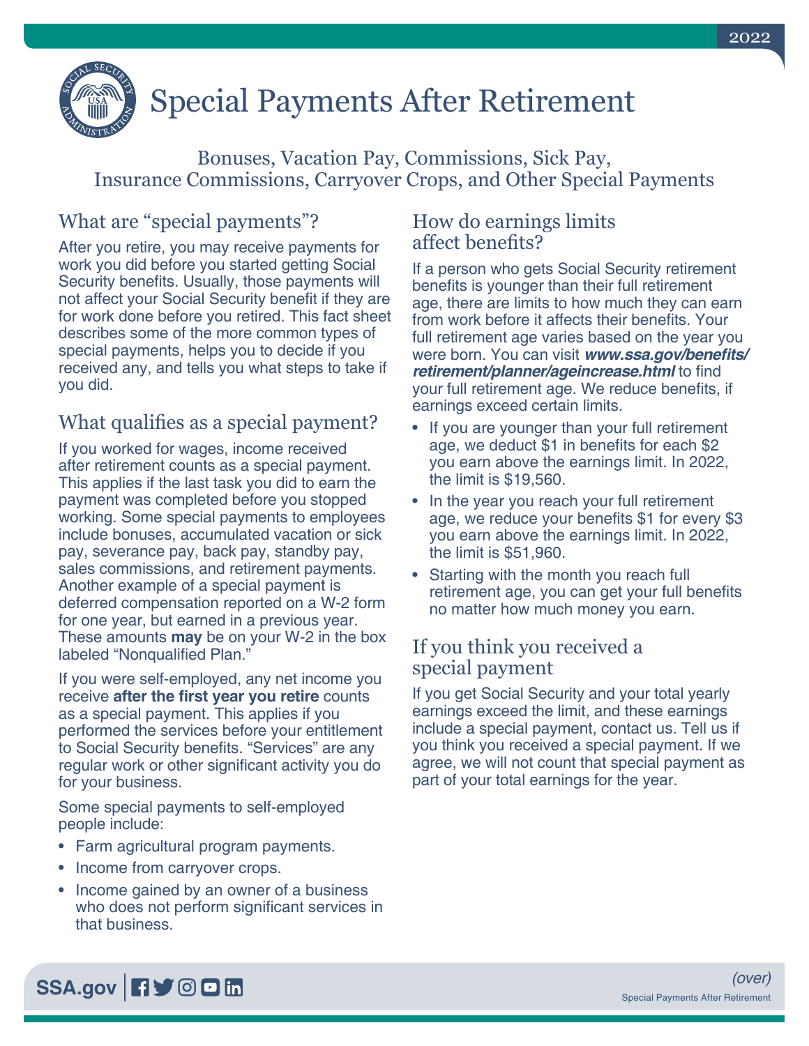# Special Payments After Retirement

Bonuses, Vacation Pay, Commissions, Sick Pay, Insurance Commissions, Carryover Crops, and Other Special Payments

## What are "special payments"?

After you retire, you may receive payments for work you did before you started getting Social Security benefits. Usually, those payments will not affect your Social Security benefit if they are for work done before you retired. This fact sheet describes some of the more common types of special payments, helps you to decide if you received any, and tells you what steps to take if you did.

## What qualifies as a special payment?

If you worked for wages, income received after retirement counts as a special payment. This applies if the last task you did to earn the payment was completed before you stopped working. Some special payments to employees include bonuses, accumulated vacation or sick pay, severance pay, back pay, standby pay, sales commissions, and retirement payments. Another example of a special payment is deferred compensation reported on a W-2 form for one year, but earned in a previous year. These amounts **may** be on your W-2 in the box labeled "Nonqualified Plan."

If you were self-employed, any net income you receive **after the first year you retire** counts as a special payment. This applies if you performed the services before your entitlement to Social Security benefits. "Services" are any regular work or other significant activity you do for your business.

Some special payments to self-employed people include:

- Farm agricultural program payments.
- Income from carryover crops.
- Income gained by an owner of a business who does not perform significant services in that business.

## How do earnings limits affect benefits?

If a person who gets Social Security retirement benefits is younger than their full retirement age, there are limits to how much they can earn from work before it affects their benefits. Your full retirement age varies based on the year you were born. You can visit ***www.ssa.gov/benefits/retirement/planner/ageincrease.html*** to find your full retirement age. We reduce benefits, if earnings exceed certain limits.

- If you are younger than your full retirement age, we deduct $1 in benefits for each $2 you earn above the earnings limit. In 2022, the limit is $19,560.
- In the year you reach your full retirement age, we reduce your benefits $1 for every $3 you earn above the earnings limit. In 2022, the limit is $51,960.
- Starting with the month you reach full retirement age, you can get your full benefits no matter how much money you earn.

## If you think you received a special payment

If you get Social Security and your total yearly earnings exceed the limit, and these earnings include a special payment, contact us. Tell us if you think you received a special payment. If we agree, we will not count that special payment as part of your total earnings for the year.

*(over)*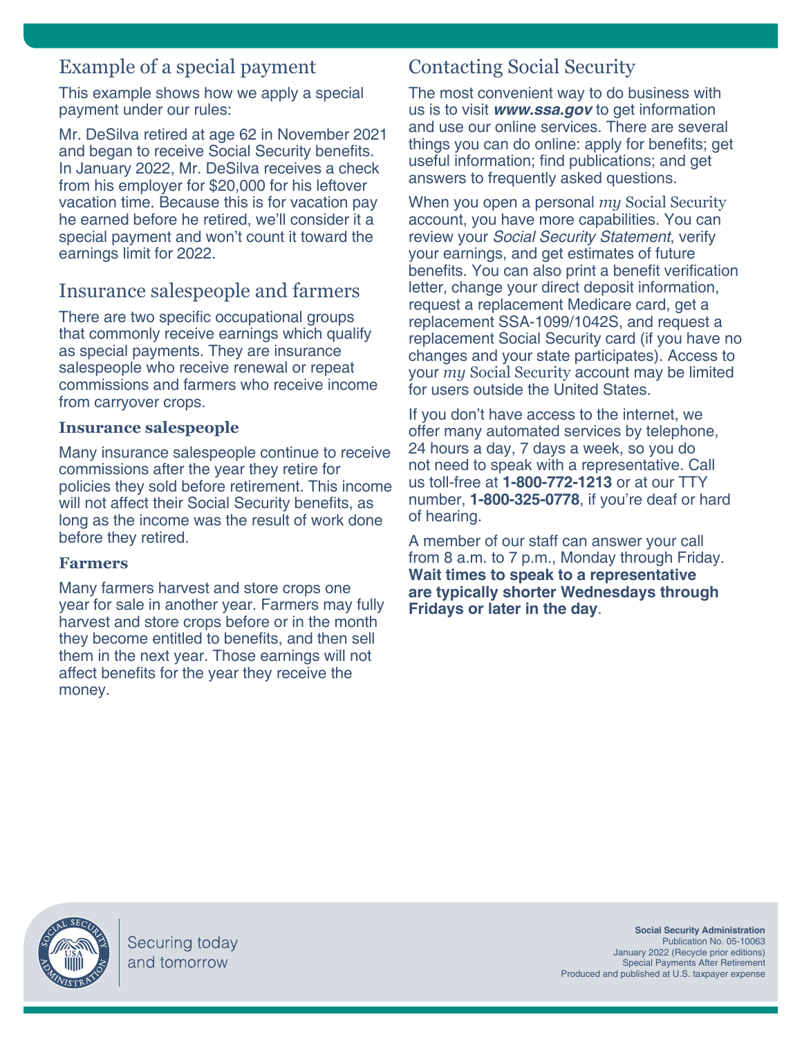## Example of a special payment

This example shows how we apply a special payment under our rules:

Mr. DeSilva retired at age 62 in November 2021 and began to receive Social Security benefits. In January 2022, Mr. DeSilva receives a check from his employer for $20,000 for his leftover vacation time. Because this is for vacation pay he earned before he retired, we'll consider it a special payment and won't count it toward the earnings limit for 2022.

## Insurance salespeople and farmers

There are two specific occupational groups that commonly receive earnings which qualify as special payments. They are insurance salespeople who receive renewal or repeat commissions and farmers who receive income from carryover crops.

### Insurance salespeople

Many insurance salespeople continue to receive commissions after the year they retire for policies they sold before retirement. This income will not affect their Social Security benefits, as long as the income was the result of work done before they retired.

### Farmers

Many farmers harvest and store crops one year for sale in another year. Farmers may fully harvest and store crops before or in the month they become entitled to benefits, and then sell them in the next year. Those earnings will not affect benefits for the year they receive the money.

## Contacting Social Security

The most convenient way to do business with us is to visit ***www.ssa.gov*** to get information and use our online services. There are several things you can do online: apply for benefits; get useful information; find publications; and get answers to frequently asked questions.

When you open a personal *my* Social Security account, you have more capabilities. You can review your *Social Security Statement*, verify your earnings, and get estimates of future benefits. You can also print a benefit verification letter, change your direct deposit information, request a replacement Medicare card, get a replacement SSA-1099/1042S, and request a replacement Social Security card (if you have no changes and your state participates). Access to your *my* Social Security account may be limited for users outside the United States.

If you don't have access to the internet, we offer many automated services by telephone, 24 hours a day, 7 days a week, so you do not need to speak with a representative. Call us toll-free at **1-800-772-1213** or at our TTY number, **1-800-325-0778**, if you're deaf or hard of hearing.

A member of our staff can answer your call from 8 a.m. to 7 p.m., Monday through Friday. **Wait times to speak to a representative are typically shorter Wednesdays through Fridays or later in the day**.

Securing today and tomorrow

**Social Security Administration**
Publication No. 05-10063
January 2022 (Recycle prior editions)
Special Payments After Retirement
Produced and published at U.S. taxpayer expense